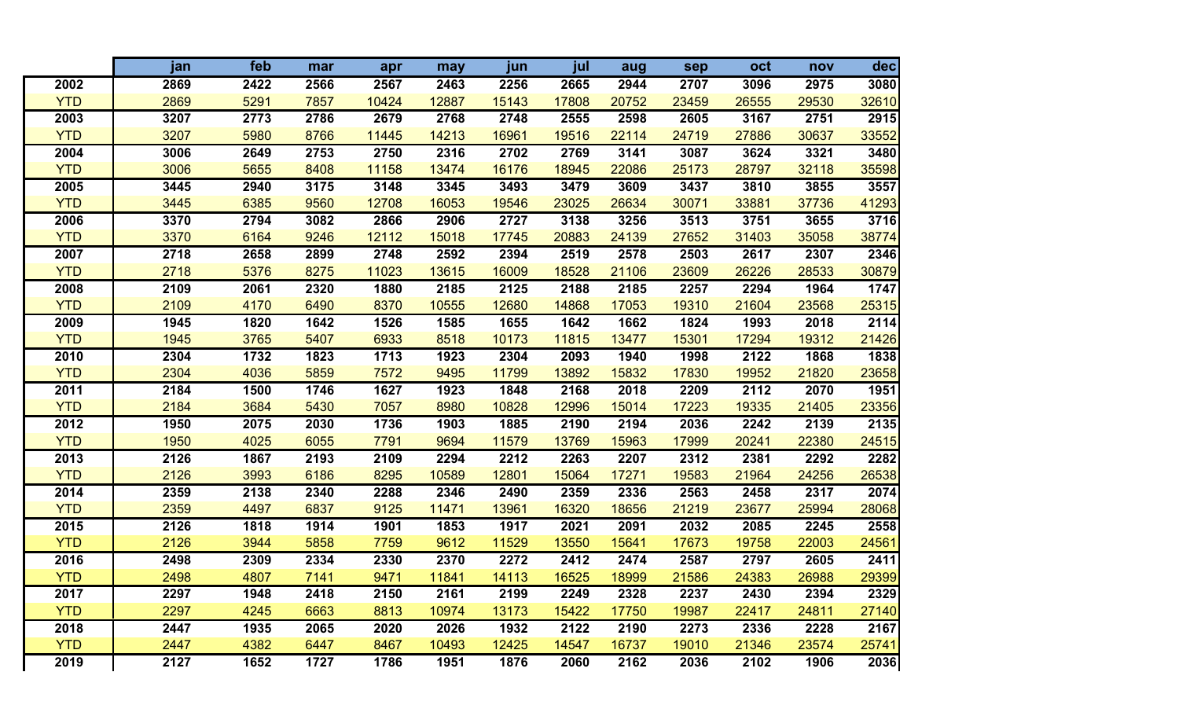| | jan | feb | mar | apr | may | jun | jul | aug | sep | oct | nov | dec |
|---|---|---|---|---|---|---|---|---|---|---|---|---|
| **2002** | **2869** | **2422** | **2566** | **2567** | **2463** | **2256** | **2665** | **2944** | **2707** | **3096** | **2975** | **3080** |
| YTD | 2869 | 5291 | 7857 | 10424 | 12887 | 15143 | 17808 | 20752 | 23459 | 26555 | 29530 | 32610 |
| **2003** | **3207** | **2773** | **2786** | **2679** | **2768** | **2748** | **2555** | **2598** | **2605** | **3167** | **2751** | **2915** |
| YTD | 3207 | 5980 | 8766 | 11445 | 14213 | 16961 | 19516 | 22114 | 24719 | 27886 | 30637 | 33552 |
| **2004** | **3006** | **2649** | **2753** | **2750** | **2316** | **2702** | **2769** | **3141** | **3087** | **3624** | **3321** | **3480** |
| YTD | 3006 | 5655 | 8408 | 11158 | 13474 | 16176 | 18945 | 22086 | 25173 | 28797 | 32118 | 35598 |
| **2005** | **3445** | **2940** | **3175** | **3148** | **3345** | **3493** | **3479** | **3609** | **3437** | **3810** | **3855** | **3557** |
| YTD | 3445 | 6385 | 9560 | 12708 | 16053 | 19546 | 23025 | 26634 | 30071 | 33881 | 37736 | 41293 |
| **2006** | **3370** | **2794** | **3082** | **2866** | **2906** | **2727** | **3138** | **3256** | **3513** | **3751** | **3655** | **3716** |
| YTD | 3370 | 6164 | 9246 | 12112 | 15018 | 17745 | 20883 | 24139 | 27652 | 31403 | 35058 | 38774 |
| **2007** | **2718** | **2658** | **2899** | **2748** | **2592** | **2394** | **2519** | **2578** | **2503** | **2617** | **2307** | **2346** |
| YTD | 2718 | 5376 | 8275 | 11023 | 13615 | 16009 | 18528 | 21106 | 23609 | 26226 | 28533 | 30879 |
| **2008** | **2109** | **2061** | **2320** | **1880** | **2185** | **2125** | **2188** | **2185** | **2257** | **2294** | **1964** | **1747** |
| YTD | 2109 | 4170 | 6490 | 8370 | 10555 | 12680 | 14868 | 17053 | 19310 | 21604 | 23568 | 25315 |
| **2009** | **1945** | **1820** | **1642** | **1526** | **1585** | **1655** | **1642** | **1662** | **1824** | **1993** | **2018** | **2114** |
| YTD | 1945 | 3765 | 5407 | 6933 | 8518 | 10173 | 11815 | 13477 | 15301 | 17294 | 19312 | 21426 |
| **2010** | **2304** | **1732** | **1823** | **1713** | **1923** | **2304** | **2093** | **1940** | **1998** | **2122** | **1868** | **1838** |
| YTD | 2304 | 4036 | 5859 | 7572 | 9495 | 11799 | 13892 | 15832 | 17830 | 19952 | 21820 | 23658 |
| **2011** | **2184** | **1500** | **1746** | **1627** | **1923** | **1848** | **2168** | **2018** | **2209** | **2112** | **2070** | **1951** |
| YTD | 2184 | 3684 | 5430 | 7057 | 8980 | 10828 | 12996 | 15014 | 17223 | 19335 | 21405 | 23356 |
| **2012** | **1950** | **2075** | **2030** | **1736** | **1903** | **1885** | **2190** | **2194** | **2036** | **2242** | **2139** | **2135** |
| YTD | 1950 | 4025 | 6055 | 7791 | 9694 | 11579 | 13769 | 15963 | 17999 | 20241 | 22380 | 24515 |
| **2013** | **2126** | **1867** | **2193** | **2109** | **2294** | **2212** | **2263** | **2207** | **2312** | **2381** | **2292** | **2282** |
| YTD | 2126 | 3993 | 6186 | 8295 | 10589 | 12801 | 15064 | 17271 | 19583 | 21964 | 24256 | 26538 |
| **2014** | **2359** | **2138** | **2340** | **2288** | **2346** | **2490** | **2359** | **2336** | **2563** | **2458** | **2317** | **2074** |
| YTD | 2359 | 4497 | 6837 | 9125 | 11471 | 13961 | 16320 | 18656 | 21219 | 23677 | 25994 | 28068 |
| **2015** | **2126** | **1818** | **1914** | **1901** | **1853** | **1917** | **2021** | **2091** | **2032** | **2085** | **2245** | **2558** |
| YTD | 2126 | 3944 | 5858 | 7759 | 9612 | 11529 | 13550 | 15641 | 17673 | 19758 | 22003 | 24561 |
| **2016** | **2498** | **2309** | **2334** | **2330** | **2370** | **2272** | **2412** | **2474** | **2587** | **2797** | **2605** | **2411** |
| YTD | 2498 | 4807 | 7141 | 9471 | 11841 | 14113 | 16525 | 18999 | 21586 | 24383 | 26988 | 29399 |
| **2017** | **2297** | **1948** | **2418** | **2150** | **2161** | **2199** | **2249** | **2328** | **2237** | **2430** | **2394** | **2329** |
| YTD | 2297 | 4245 | 6663 | 8813 | 10974 | 13173 | 15422 | 17750 | 19987 | 22417 | 24811 | 27140 |
| **2018** | **2447** | **1935** | **2065** | **2020** | **2026** | **1932** | **2122** | **2190** | **2273** | **2336** | **2228** | **2167** |
| YTD | 2447 | 4382 | 6447 | 8467 | 10493 | 12425 | 14547 | 16737 | 19010 | 21346 | 23574 | 25741 |
| **2019** | **2127** | **1652** | **1727** | **1786** | **1951** | **1876** | **2060** | **2162** | **2036** | **2102** | **1906** | **2036** |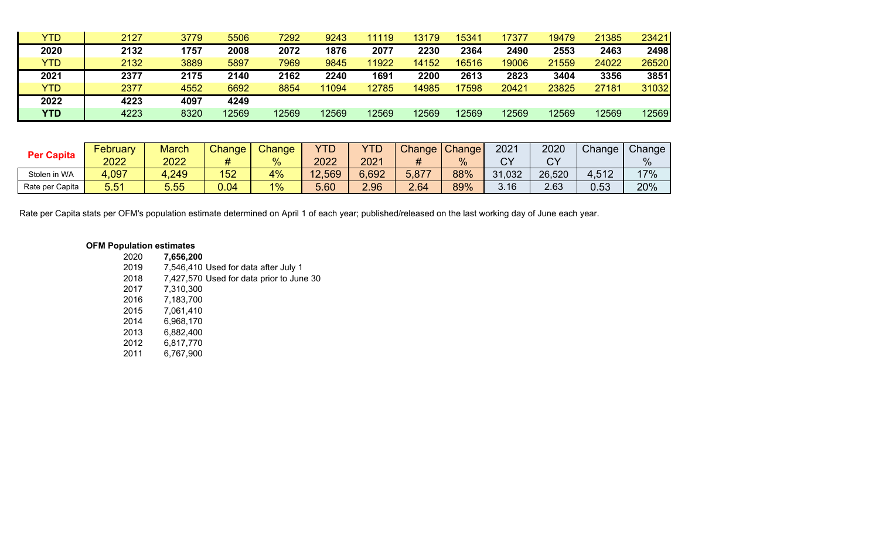| | | | | | | | | | | | | |
|---|---|---|---|---|---|---|---|---|---|---|---|---|
| YTD | 2127 | 3779 | 5506 | 7292 | 9243 | 11119 | 13179 | 15341 | 17377 | 19479 | 21385 | 23421 |
| **2020** | **2132** | **1757** | **2008** | **2072** | **1876** | **2077** | **2230** | **2364** | **2490** | **2553** | **2463** | **2498** |
| YTD | 2132 | 3889 | 5897 | 7969 | 9845 | 11922 | 14152 | 16516 | 19006 | 21559 | 24022 | 26520 |
| **2021** | **2377** | **2175** | **2140** | **2162** | **2240** | **1691** | **2200** | **2613** | **2823** | **3404** | **3356** | **3851** |
| YTD | 2377 | 4552 | 6692 | 8854 | 11094 | 12785 | 14985 | 17598 | 20421 | 23825 | 27181 | 31032 |
| **2022** | **4223** | **4097** | **4249** | | | | | | | | | |
| **YTD** | 4223 | 8320 | 12569 | 12569 | 12569 | 12569 | 12569 | 12569 | 12569 | 12569 | 12569 | 12569 |

| **Per Capita** | February 2022 | March 2022 | Change # | Change % | YTD 2022 | YTD 2021 | Change # | Change % | 2021 CY | 2020 CY | Change | Change % |
|---|---|---|---|---|---|---|---|---|---|---|---|---|
| Stolen in WA | 4,097 | 4,249 | 152 | 4% | 12,569 | 6,692 | 5,877 | 88% | 31,032 | 26,520 | 4,512 | 17% |
| Rate per Capita | 5.51 | 5.55 | 0.04 | 1% | 5.60 | 2.96 | 2.64 | 89% | 3.16 | 2.63 | 0.53 | 20% |

Rate per Capita stats per OFM's population estimate determined on April 1 of each year; published/released on the last working day of June each year.

**OFM Population estimates**

| | | |
|---|---|---|
| 2020 | **7,656,200** | |
| 2019 | 7,546,410 | Used for data after July 1 |
| 2018 | 7,427,570 | Used for data prior to June 30 |
| 2017 | 7,310,300 | |
| 2016 | 7,183,700 | |
| 2015 | 7,061,410 | |
| 2014 | 6,968,170 | |
| 2013 | 6,882,400 | |
| 2012 | 6,817,770 | |
| 2011 | 6,767,900 | |